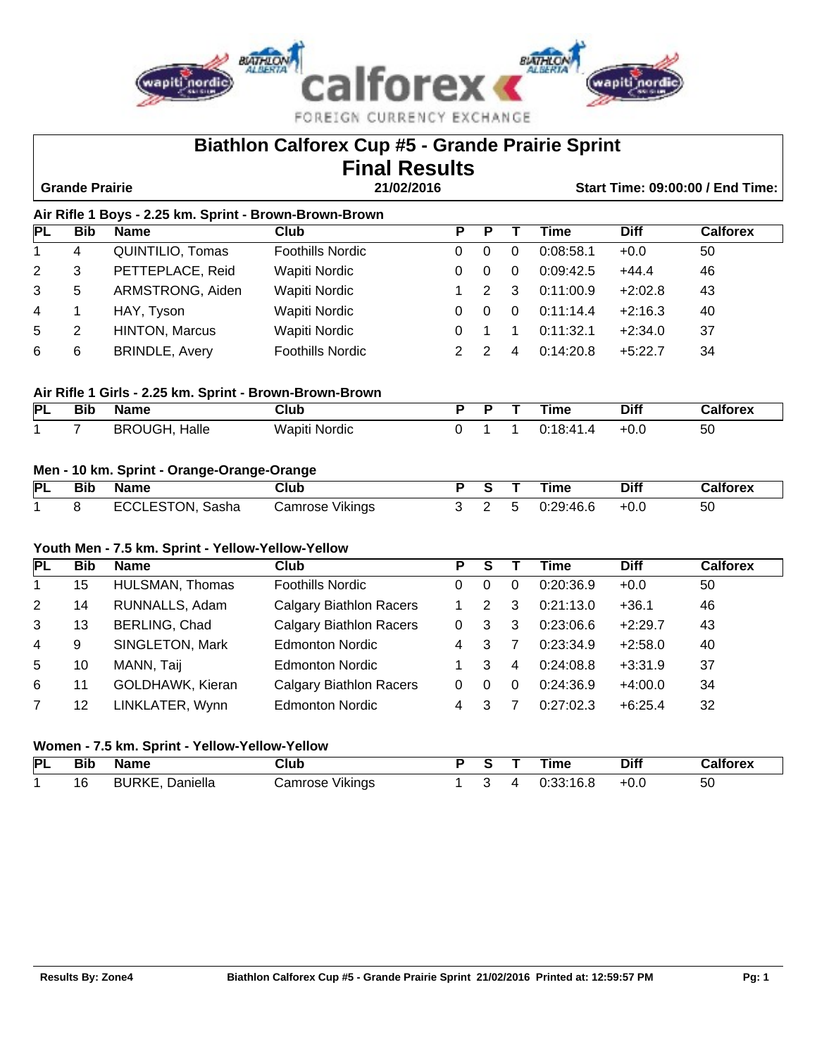# Biathlon Calforex Cup #5 - Grande Prairie Sprint

## Final Results

**Grande Prairie** | **21/02/2016** | **Start Time: 09:00:00 / End Time:**

### Air Rifle 1 Boys - 2.25 km. Sprint - Brown-Brown-Brown

| PL | Bib | Name | Club | P | P | T | Time | Diff | Calforex |
|---|---|---|---|---|---|---|---|---|---|
| 1 | 4 | QUINTILIO, Tomas | Foothills Nordic | 0 | 0 | 0 | 0:08:58.1 | +0.0 | 50 |
| 2 | 3 | PETTEPLACE, Reid | Wapiti Nordic | 0 | 0 | 0 | 0:09:42.5 | +44.4 | 46 |
| 3 | 5 | ARMSTRONG, Aiden | Wapiti Nordic | 1 | 2 | 3 | 0:11:00.9 | +2:02.8 | 43 |
| 4 | 1 | HAY, Tyson | Wapiti Nordic | 0 | 0 | 0 | 0:11:14.4 | +2:16.3 | 40 |
| 5 | 2 | HINTON, Marcus | Wapiti Nordic | 0 | 1 | 1 | 0:11:32.1 | +2:34.0 | 37 |
| 6 | 6 | BRINDLE, Avery | Foothills Nordic | 2 | 2 | 4 | 0:14:20.8 | +5:22.7 | 34 |

### Air Rifle 1 Girls - 2.25 km. Sprint - Brown-Brown-Brown

| PL | Bib | Name | Club | P | P | T | Time | Diff | Calforex |
|---|---|---|---|---|---|---|---|---|---|
| 1 | 7 | BROUGH, Halle | Wapiti Nordic | 0 | 1 | 1 | 0:18:41.4 | +0.0 | 50 |

### Men - 10 km. Sprint - Orange-Orange-Orange

| PL | Bib | Name | Club | P | S | T | Time | Diff | Calforex |
|---|---|---|---|---|---|---|---|---|---|
| 1 | 8 | ECCLESTON, Sasha | Camrose Vikings | 3 | 2 | 5 | 0:29:46.6 | +0.0 | 50 |

### Youth Men - 7.5 km. Sprint - Yellow-Yellow-Yellow

| PL | Bib | Name | Club | P | S | T | Time | Diff | Calforex |
|---|---|---|---|---|---|---|---|---|---|
| 1 | 15 | HULSMAN, Thomas | Foothills Nordic | 0 | 0 | 0 | 0:20:36.9 | +0.0 | 50 |
| 2 | 14 | RUNNALLS, Adam | Calgary Biathlon Racers | 1 | 2 | 3 | 0:21:13.0 | +36.1 | 46 |
| 3 | 13 | BERLING, Chad | Calgary Biathlon Racers | 0 | 3 | 3 | 0:23:06.6 | +2:29.7 | 43 |
| 4 | 9 | SINGLETON, Mark | Edmonton Nordic | 4 | 3 | 7 | 0:23:34.9 | +2:58.0 | 40 |
| 5 | 10 | MANN, Taij | Edmonton Nordic | 1 | 3 | 4 | 0:24:08.8 | +3:31.9 | 37 |
| 6 | 11 | GOLDHAWK, Kieran | Calgary Biathlon Racers | 0 | 0 | 0 | 0:24:36.9 | +4:00.0 | 34 |
| 7 | 12 | LINKLATER, Wynn | Edmonton Nordic | 4 | 3 | 7 | 0:27:02.3 | +6:25.4 | 32 |

### Women - 7.5 km. Sprint - Yellow-Yellow-Yellow

| PL | Bib | Name | Club | P | S | T | Time | Diff | Calforex |
|---|---|---|---|---|---|---|---|---|---|
| 1 | 16 | BURKE, Daniella | Camrose Vikings | 1 | 3 | 4 | 0:33:16.8 | +0.0 | 50 |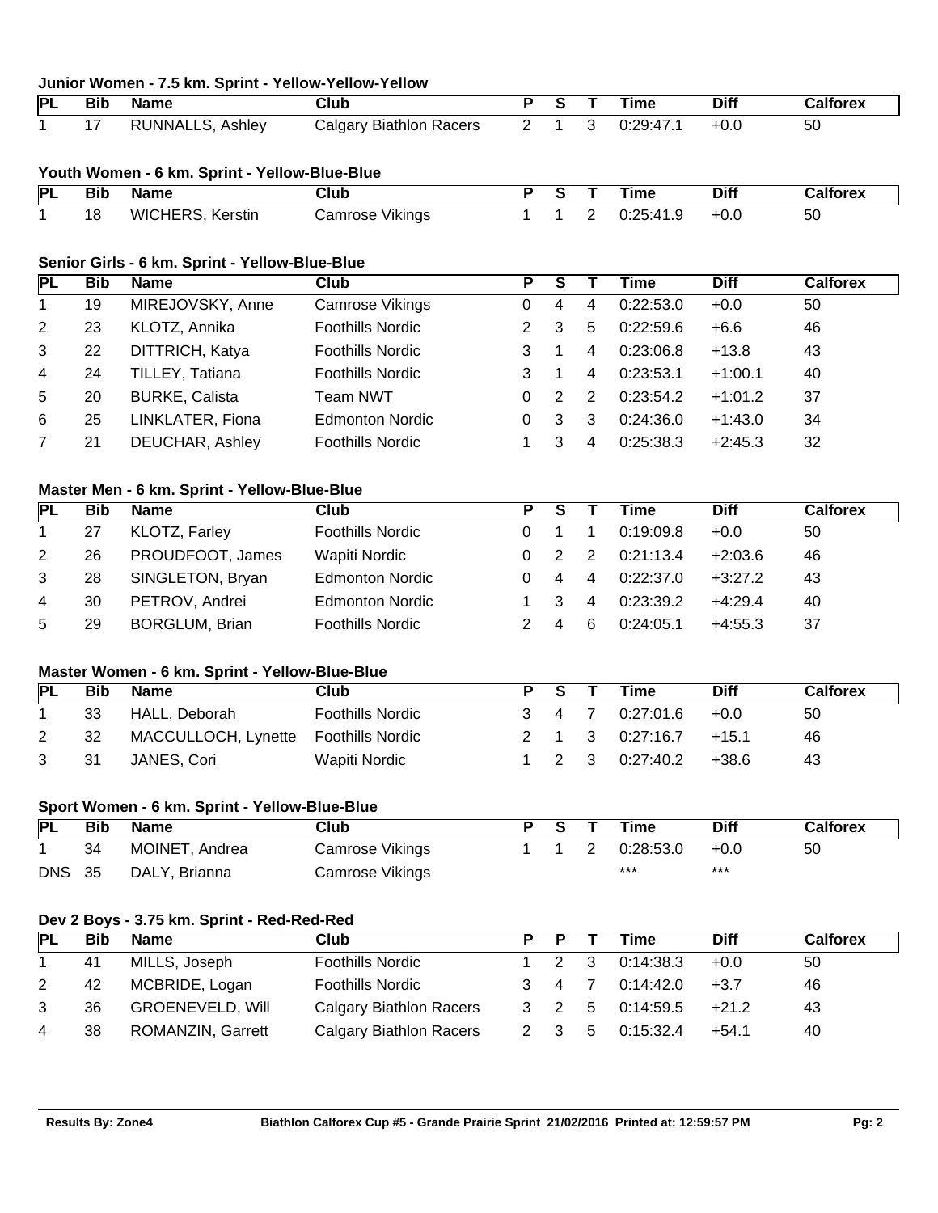### Junior Women - 7.5 km. Sprint - Yellow-Yellow-Yellow

| PL | Bib | Name | Club | P | S | T | Time | Diff | Calforex |
|---|---|---|---|---|---|---|---|---|---|
| 1 | 17 | RUNNALLS, Ashley | Calgary Biathlon Racers | 2 | 1 | 3 | 0:29:47.1 | +0.0 | 50 |

### Youth Women - 6 km. Sprint - Yellow-Blue-Blue

| PL | Bib | Name | Club | P | S | T | Time | Diff | Calforex |
|---|---|---|---|---|---|---|---|---|---|
| 1 | 18 | WICHERS, Kerstin | Camrose Vikings | 1 | 1 | 2 | 0:25:41.9 | +0.0 | 50 |

### Senior Girls - 6 km. Sprint - Yellow-Blue-Blue

| PL | Bib | Name | Club | P | S | T | Time | Diff | Calforex |
|---|---|---|---|---|---|---|---|---|---|
| 1 | 19 | MIREJOVSKY, Anne | Camrose Vikings | 0 | 4 | 4 | 0:22:53.0 | +0.0 | 50 |
| 2 | 23 | KLOTZ, Annika | Foothills Nordic | 2 | 3 | 5 | 0:22:59.6 | +6.6 | 46 |
| 3 | 22 | DITTRICH, Katya | Foothills Nordic | 3 | 1 | 4 | 0:23:06.8 | +13.8 | 43 |
| 4 | 24 | TILLEY, Tatiana | Foothills Nordic | 3 | 1 | 4 | 0:23:53.1 | +1:00.1 | 40 |
| 5 | 20 | BURKE, Calista | Team NWT | 0 | 2 | 2 | 0:23:54.2 | +1:01.2 | 37 |
| 6 | 25 | LINKLATER, Fiona | Edmonton Nordic | 0 | 3 | 3 | 0:24:36.0 | +1:43.0 | 34 |
| 7 | 21 | DEUCHAR, Ashley | Foothills Nordic | 1 | 3 | 4 | 0:25:38.3 | +2:45.3 | 32 |

### Master Men - 6 km. Sprint - Yellow-Blue-Blue

| PL | Bib | Name | Club | P | S | T | Time | Diff | Calforex |
|---|---|---|---|---|---|---|---|---|---|
| 1 | 27 | KLOTZ, Farley | Foothills Nordic | 0 | 1 | 1 | 0:19:09.8 | +0.0 | 50 |
| 2 | 26 | PROUDFOOT, James | Wapiti Nordic | 0 | 2 | 2 | 0:21:13.4 | +2:03.6 | 46 |
| 3 | 28 | SINGLETON, Bryan | Edmonton Nordic | 0 | 4 | 4 | 0:22:37.0 | +3:27.2 | 43 |
| 4 | 30 | PETROV, Andrei | Edmonton Nordic | 1 | 3 | 4 | 0:23:39.2 | +4:29.4 | 40 |
| 5 | 29 | BORGLUM, Brian | Foothills Nordic | 2 | 4 | 6 | 0:24:05.1 | +4:55.3 | 37 |

### Master Women - 6 km. Sprint - Yellow-Blue-Blue

| PL | Bib | Name | Club | P | S | T | Time | Diff | Calforex |
|---|---|---|---|---|---|---|---|---|---|
| 1 | 33 | HALL, Deborah | Foothills Nordic | 3 | 4 | 7 | 0:27:01.6 | +0.0 | 50 |
| 2 | 32 | MACCULLOCH, Lynette | Foothills Nordic | 2 | 1 | 3 | 0:27:16.7 | +15.1 | 46 |
| 3 | 31 | JANES, Cori | Wapiti Nordic | 1 | 2 | 3 | 0:27:40.2 | +38.6 | 43 |

### Sport Women - 6 km. Sprint - Yellow-Blue-Blue

| PL | Bib | Name | Club | P | S | T | Time | Diff | Calforex |
|---|---|---|---|---|---|---|---|---|---|
| 1 | 34 | MOINET, Andrea | Camrose Vikings | 1 | 1 | 2 | 0:28:53.0 | +0.0 | 50 |
| DNS | 35 | DALY, Brianna | Camrose Vikings | | | | *** | *** | |

### Dev 2 Boys - 3.75 km. Sprint - Red-Red-Red

| PL | Bib | Name | Club | P | P | T | Time | Diff | Calforex |
|---|---|---|---|---|---|---|---|---|---|
| 1 | 41 | MILLS, Joseph | Foothills Nordic | 1 | 2 | 3 | 0:14:38.3 | +0.0 | 50 |
| 2 | 42 | MCBRIDE, Logan | Foothills Nordic | 3 | 4 | 7 | 0:14:42.0 | +3.7 | 46 |
| 3 | 36 | GROENEVELD, Will | Calgary Biathlon Racers | 3 | 2 | 5 | 0:14:59.5 | +21.2 | 43 |
| 4 | 38 | ROMANZIN, Garrett | Calgary Biathlon Racers | 2 | 3 | 5 | 0:15:32.4 | +54.1 | 40 |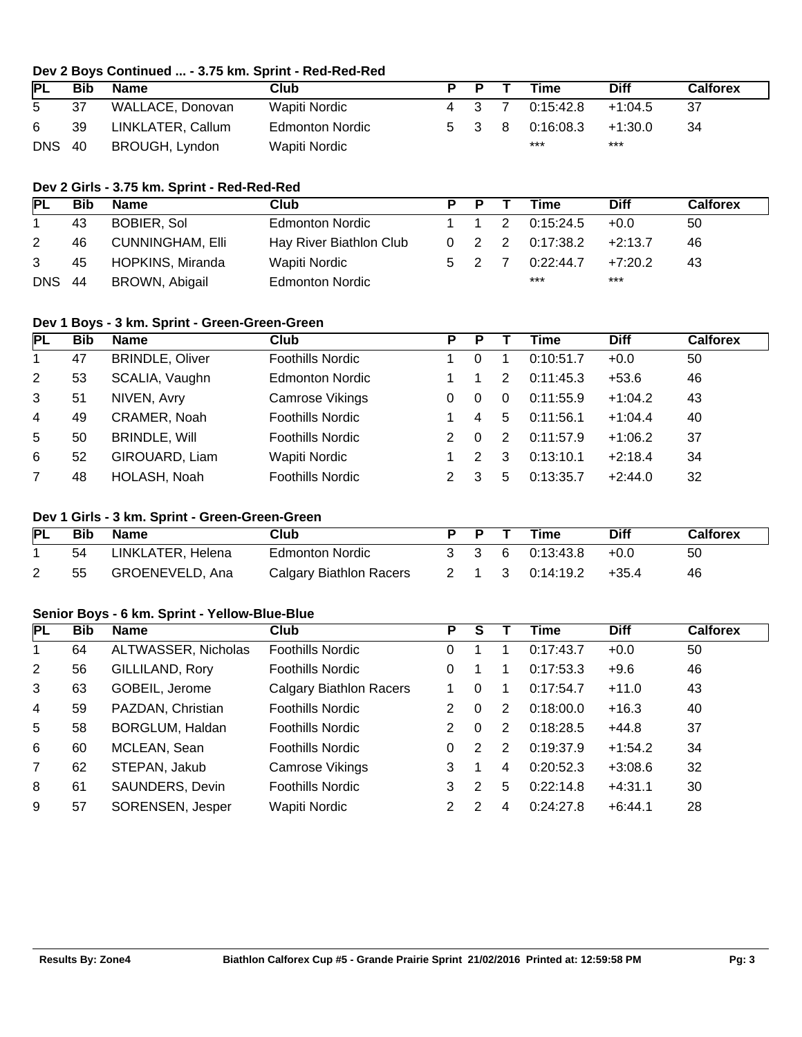### Dev 2 Boys Continued ... - 3.75 km. Sprint - Red-Red-Red

| PL | Bib | Name | Club | P | P | T | Time | Diff | Calforex |
|---|---|---|---|---|---|---|---|---|---|
| 5 | 37 | WALLACE, Donovan | Wapiti Nordic | 4 | 3 | 7 | 0:15:42.8 | +1:04.5 | 37 |
| 6 | 39 | LINKLATER, Callum | Edmonton Nordic | 5 | 3 | 8 | 0:16:08.3 | +1:30.0 | 34 |
| DNS | 40 | BROUGH, Lyndon | Wapiti Nordic | | | | *** | *** | |

### Dev 2 Girls - 3.75 km. Sprint - Red-Red-Red

| PL | Bib | Name | Club | P | P | T | Time | Diff | Calforex |
|---|---|---|---|---|---|---|---|---|---|
| 1 | 43 | BOBIER, Sol | Edmonton Nordic | 1 | 1 | 2 | 0:15:24.5 | +0.0 | 50 |
| 2 | 46 | CUNNINGHAM, Elli | Hay River Biathlon Club | 0 | 2 | 2 | 0:17:38.2 | +2:13.7 | 46 |
| 3 | 45 | HOPKINS, Miranda | Wapiti Nordic | 5 | 2 | 7 | 0:22:44.7 | +7:20.2 | 43 |
| DNS | 44 | BROWN, Abigail | Edmonton Nordic | | | | *** | *** | |

### Dev 1 Boys - 3 km. Sprint - Green-Green-Green

| PL | Bib | Name | Club | P | P | T | Time | Diff | Calforex |
|---|---|---|---|---|---|---|---|---|---|
| 1 | 47 | BRINDLE, Oliver | Foothills Nordic | 1 | 0 | 1 | 0:10:51.7 | +0.0 | 50 |
| 2 | 53 | SCALIA, Vaughn | Edmonton Nordic | 1 | 1 | 2 | 0:11:45.3 | +53.6 | 46 |
| 3 | 51 | NIVEN, Avry | Camrose Vikings | 0 | 0 | 0 | 0:11:55.9 | +1:04.2 | 43 |
| 4 | 49 | CRAMER, Noah | Foothills Nordic | 1 | 4 | 5 | 0:11:56.1 | +1:04.4 | 40 |
| 5 | 50 | BRINDLE, Will | Foothills Nordic | 2 | 0 | 2 | 0:11:57.9 | +1:06.2 | 37 |
| 6 | 52 | GIROUARD, Liam | Wapiti Nordic | 1 | 2 | 3 | 0:13:10.1 | +2:18.4 | 34 |
| 7 | 48 | HOLASH, Noah | Foothills Nordic | 2 | 3 | 5 | 0:13:35.7 | +2:44.0 | 32 |

### Dev 1 Girls - 3 km. Sprint - Green-Green-Green

| PL | Bib | Name | Club | P | P | T | Time | Diff | Calforex |
|---|---|---|---|---|---|---|---|---|---|
| 1 | 54 | LINKLATER, Helena | Edmonton Nordic | 3 | 3 | 6 | 0:13:43.8 | +0.0 | 50 |
| 2 | 55 | GROENEVELD, Ana | Calgary Biathlon Racers | 2 | 1 | 3 | 0:14:19.2 | +35.4 | 46 |

### Senior Boys - 6 km. Sprint - Yellow-Blue-Blue

| PL | Bib | Name | Club | P | S | T | Time | Diff | Calforex |
|---|---|---|---|---|---|---|---|---|---|
| 1 | 64 | ALTWASSER, Nicholas | Foothills Nordic | 0 | 1 | 1 | 0:17:43.7 | +0.0 | 50 |
| 2 | 56 | GILLILAND, Rory | Foothills Nordic | 0 | 1 | 1 | 0:17:53.3 | +9.6 | 46 |
| 3 | 63 | GOBEIL, Jerome | Calgary Biathlon Racers | 1 | 0 | 1 | 0:17:54.7 | +11.0 | 43 |
| 4 | 59 | PAZDAN, Christian | Foothills Nordic | 2 | 0 | 2 | 0:18:00.0 | +16.3 | 40 |
| 5 | 58 | BORGLUM, Haldan | Foothills Nordic | 2 | 0 | 2 | 0:18:28.5 | +44.8 | 37 |
| 6 | 60 | MCLEAN, Sean | Foothills Nordic | 0 | 2 | 2 | 0:19:37.9 | +1:54.2 | 34 |
| 7 | 62 | STEPAN, Jakub | Camrose Vikings | 3 | 1 | 4 | 0:20:52.3 | +3:08.6 | 32 |
| 8 | 61 | SAUNDERS, Devin | Foothills Nordic | 3 | 2 | 5 | 0:22:14.8 | +4:31.1 | 30 |
| 9 | 57 | SORENSEN, Jesper | Wapiti Nordic | 2 | 2 | 4 | 0:24:27.8 | +6:44.1 | 28 |